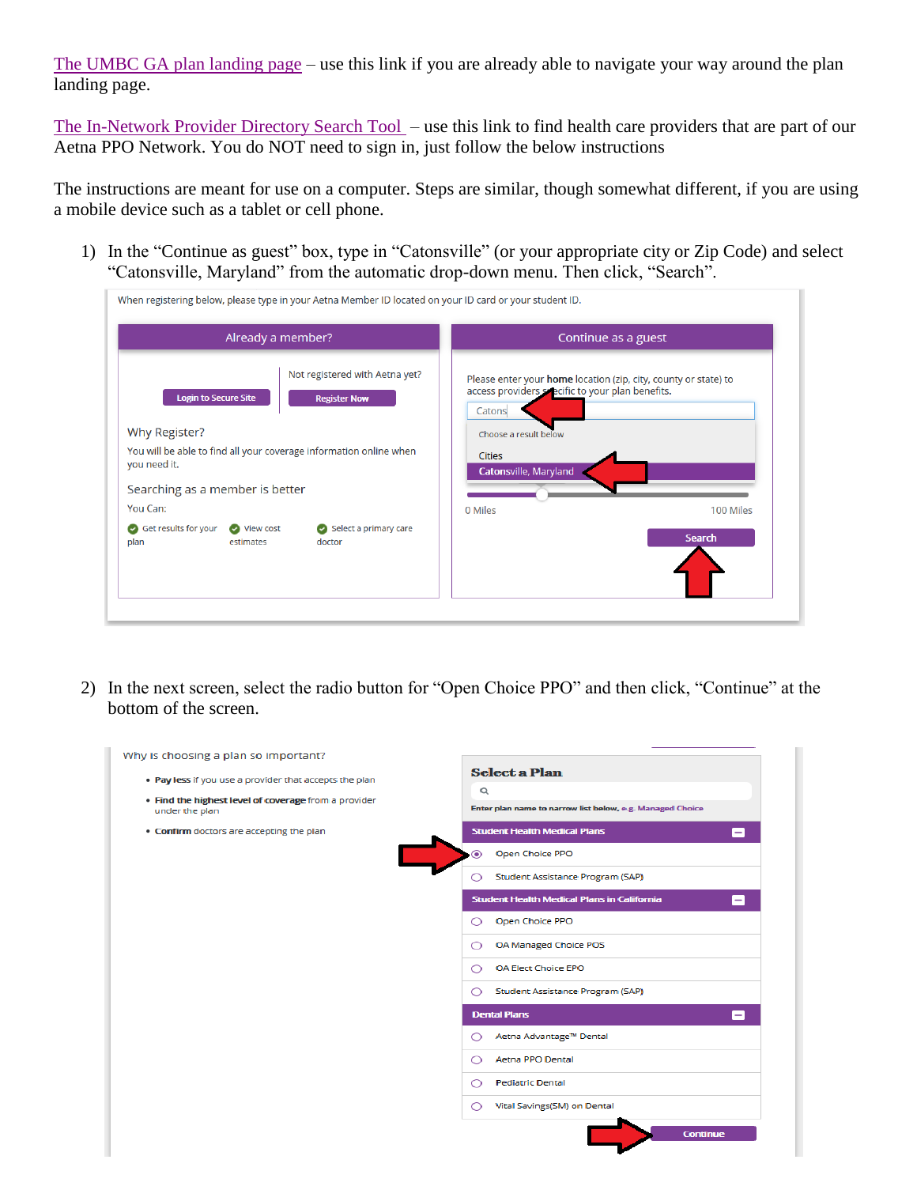The UMBC GA plan landing page – use this link if you are already able to navigate your way around the plan landing page.

The In-Network Provider Directory Search Tool – use this link to find health care providers that are part of our Aetna PPO Network. You do NOT need to sign in, just follow the below instructions

The instructions are meant for use on a computer. Steps are similar, though somewhat different, if you are using a mobile device such as a tablet or cell phone.

1) In the "Continue as guest" box, type in "Catonsville" (or your appropriate city or Zip Code) and select "Catonsville, Maryland" from the automatic drop-down menu. Then click, "Search".

When registering below, please type in your Aetna Member ID located on your ID card or your student ID.

**Already a member?**

Login to Secure Site

Not registered with Aetna yet?

Register Now

Why Register?

You will be able to find all your coverage information online when you need it.

Searching as a member is better

You Can:

- Get results for your plan
- View cost estimates
- Select a primary care doctor

**Continue as a guest**

Please enter your **home** location (zip, city, county or state) to access providers specific to your plan benefits.

Catons

Choose a result below

Cities

Catonsville, Maryland

0 Miles — 100 Miles

Search

2) In the next screen, select the radio button for "Open Choice PPO" and then click, "Continue" at the bottom of the screen.

Why is choosing a plan so important?

- **Pay less** if you use a provider that accepts the plan
- **Find the highest level of coverage** from a provider under the plan
- **Confirm** doctors are accepting the plan

**Select a Plan**

Enter plan name to narrow list below, e.g. Managed Choice

**Student Health Medical Plans**

- Open Choice PPO
- Student Assistance Program (SAP)

**Student Health Medical Plans in California**

- Open Choice PPO
- OA Managed Choice POS
- OA Elect Choice EPO
- Student Assistance Program (SAP)

**Dental Plans**

- Aetna Advantage™ Dental
- Aetna PPO Dental
- Pediatric Dental
- Vital Savings(SM) on Dental

Continue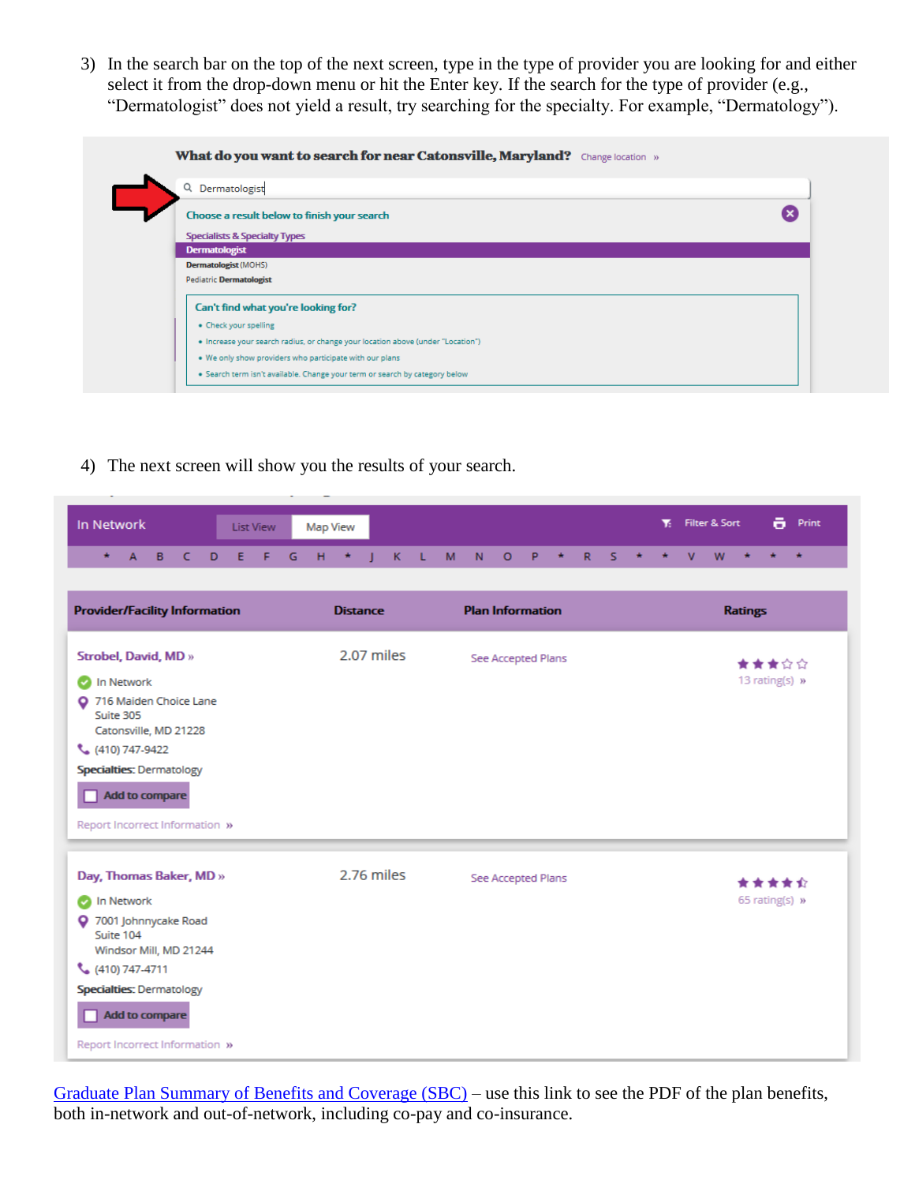3) In the search bar on the top of the next screen, type in the type of provider you are looking for and either select it from the drop-down menu or hit the Enter key. If the search for the type of provider (e.g., "Dermatologist" does not yield a result, try searching for the specialty. For example, "Dermatology").

What do you want to search for near Catonsville, Maryland? Change location »

Dermatologist

Choose a result below to finish your search

Specialists & Specialty Types

Dermatologist

Dermatologist (MOHS)

Pediatric Dermatologist

Can't find what you're looking for?

- Check your spelling
- Increase your search radius, or change your location above (under "Location")
- We only show providers who participate with our plans
- Search term isn't available. Change your term or search by category below

4) The next screen will show you the results of your search.

In Network | List View | Map View | Filter & Sort | Print

| Provider/Facility Information | Distance | Plan Information | Ratings |
|---|---|---|---|
| Strobel, David, MD » In Network 716 Maiden Choice Lane Suite 305 Catonsville, MD 21228 (410) 747-9422 Specialties: Dermatology Add to compare Report Incorrect Information » | 2.07 miles | See Accepted Plans | 13 rating(s) » |
| Day, Thomas Baker, MD » In Network 7001 Johnnycake Road Suite 104 Windsor Mill, MD 21244 (410) 747-4711 Specialties: Dermatology Add to compare Report Incorrect Information » | 2.76 miles | See Accepted Plans | 65 rating(s) » |

Graduate Plan Summary of Benefits and Coverage (SBC) – use this link to see the PDF of the plan benefits, both in-network and out-of-network, including co-pay and co-insurance.